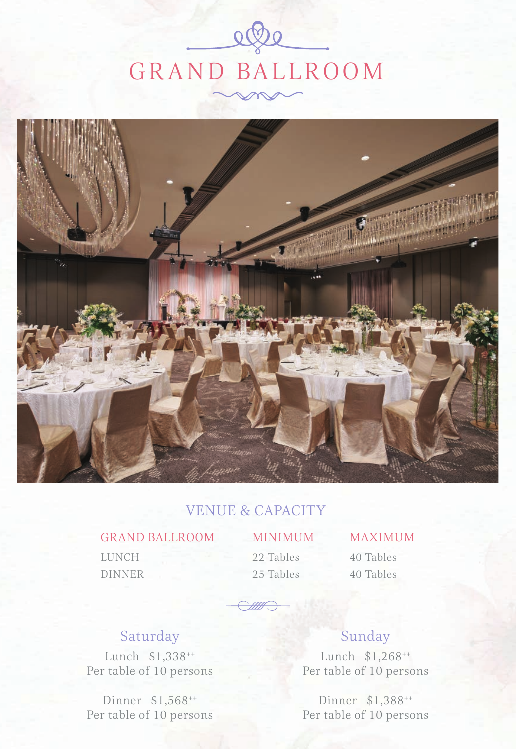# GRAND BALLROOM

## VENUE & CAPACITY

| GRAND BALLROOM | MINIMUM | MAXIMUM |
| --- | --- | --- |
| LUNCH | 22 Tables | 40 Tables |
| DINNER | 25 Tables | 40 Tables |

### Saturday

Lunch $1,338$^{++}$
Per table of 10 persons

Dinner $1,568$^{++}$
Per table of 10 persons

### Sunday

Lunch $1,268$^{++}$
Per table of 10 persons

Dinner $1,388$^{++}$
Per table of 10 persons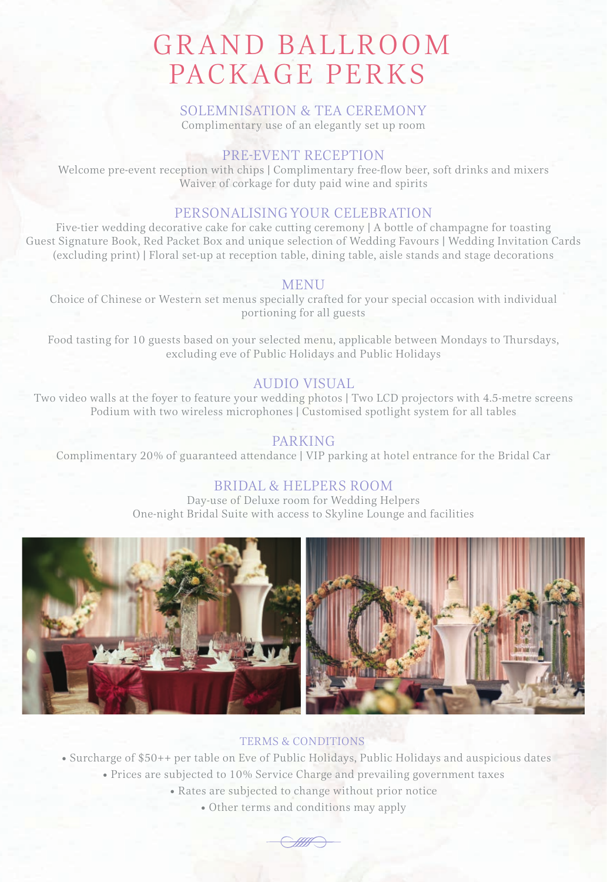# GRAND BALLROOM PACKAGE PERKS

## SOLEMNISATION & TEA CEREMONY

Complimentary use of an elegantly set up room

## PRE-EVENT RECEPTION

Welcome pre-event reception with chips | Complimentary free-flow beer, soft drinks and mixers
Waiver of corkage for duty paid wine and spirits

## PERSONALISING YOUR CELEBRATION

Five-tier wedding decorative cake for cake cutting ceremony | A bottle of champagne for toasting
Guest Signature Book, Red Packet Box and unique selection of Wedding Favours | Wedding Invitation Cards (excluding print) | Floral set-up at reception table, dining table, aisle stands and stage decorations

## MENU

Choice of Chinese or Western set menus specially crafted for your special occasion with individual portioning for all guests

Food tasting for 10 guests based on your selected menu, applicable between Mondays to Thursdays, excluding eve of Public Holidays and Public Holidays

## AUDIO VISUAL

Two video walls at the foyer to feature your wedding photos | Two LCD projectors with 4.5-metre screens
Podium with two wireless microphones | Customised spotlight system for all tables

## PARKING

Complimentary 20% of guaranteed attendance | VIP parking at hotel entrance for the Bridal Car

## BRIDAL & HELPERS ROOM

Day-use of Deluxe room for Wedding Helpers
One-night Bridal Suite with access to Skyline Lounge and facilities

### TERMS & CONDITIONS

- Surcharge of $50++ per table on Eve of Public Holidays, Public Holidays and auspicious dates
- Prices are subjected to 10% Service Charge and prevailing government taxes
- Rates are subjected to change without prior notice
- Other terms and conditions may apply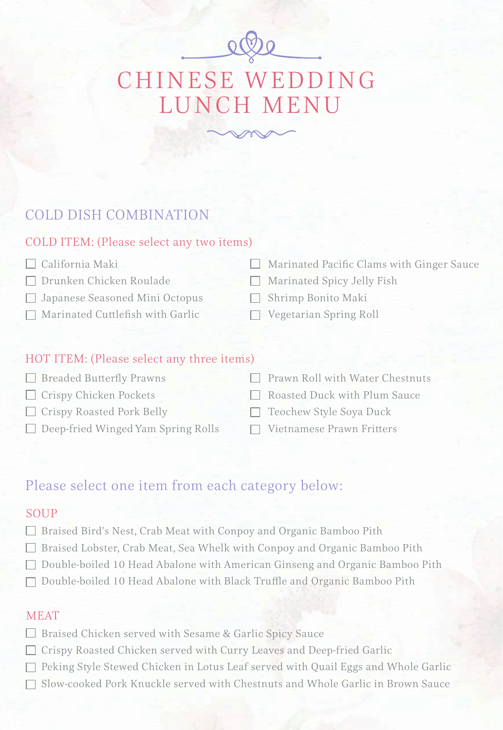# CHINESE WEDDING LUNCH MENU

## COLD DISH COMBINATION

### COLD ITEM: (Please select any two items)

- ☐ California Maki
- ☐ Drunken Chicken Roulade
- ☐ Japanese Seasoned Mini Octopus
- ☐ Marinated Cuttlefish with Garlic
- ☐ Marinated Pacific Clams with Ginger Sauce
- ☐ Marinated Spicy Jelly Fish
- ☐ Shrimp Bonito Maki
- ☐ Vegetarian Spring Roll

### HOT ITEM: (Please select any three items)

- ☐ Breaded Butterfly Prawns
- ☐ Crispy Chicken Pockets
- ☐ Crispy Roasted Pork Belly
- ☐ Deep-fried Winged Yam Spring Rolls
- ☐ Prawn Roll with Water Chestnuts
- ☐ Roasted Duck with Plum Sauce
- ☐ Teochew Style Soya Duck
- ☐ Vietnamese Prawn Fritters

## Please select one item from each category below:

### SOUP

- ☐ Braised Bird's Nest, Crab Meat with Conpoy and Organic Bamboo Pith
- ☐ Braised Lobster, Crab Meat, Sea Whelk with Conpoy and Organic Bamboo Pith
- ☐ Double-boiled 10 Head Abalone with American Ginseng and Organic Bamboo Pith
- ☐ Double-boiled 10 Head Abalone with Black Truffle and Organic Bamboo Pith

### MEAT

- ☐ Braised Chicken served with Sesame & Garlic Spicy Sauce
- ☐ Crispy Roasted Chicken served with Curry Leaves and Deep-fried Garlic
- ☐ Peking Style Stewed Chicken in Lotus Leaf served with Quail Eggs and Whole Garlic
- ☐ Slow-cooked Pork Knuckle served with Chestnuts and Whole Garlic in Brown Sauce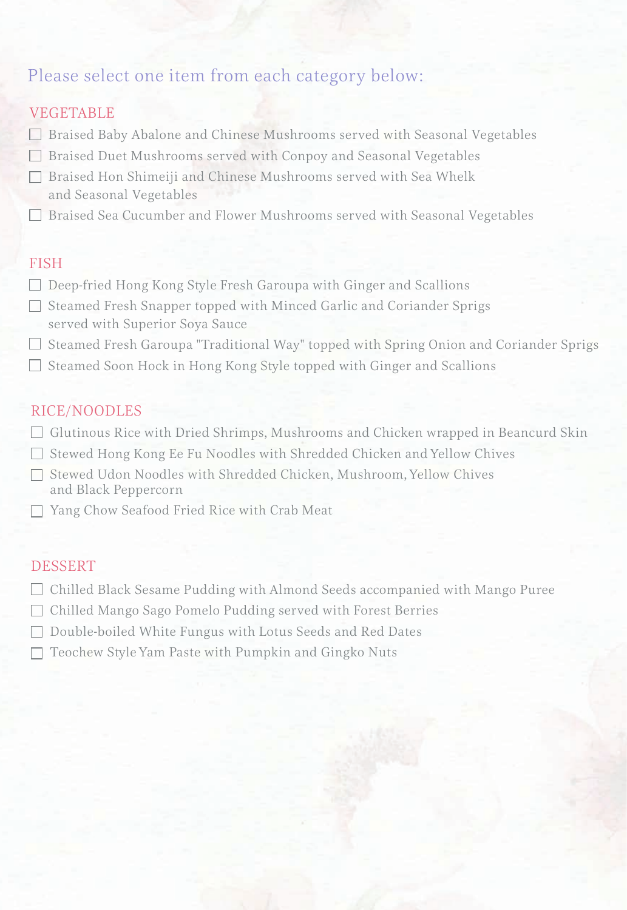Please select one item from each category below:

## VEGETABLE

- ☐ Braised Baby Abalone and Chinese Mushrooms served with Seasonal Vegetables
- ☐ Braised Duet Mushrooms served with Conpoy and Seasonal Vegetables
- ☐ Braised Hon Shimeiji and Chinese Mushrooms served with Sea Whelk and Seasonal Vegetables
- ☐ Braised Sea Cucumber and Flower Mushrooms served with Seasonal Vegetables

## FISH

- ☐ Deep-fried Hong Kong Style Fresh Garoupa with Ginger and Scallions
- ☐ Steamed Fresh Snapper topped with Minced Garlic and Coriander Sprigs served with Superior Soya Sauce
- ☐ Steamed Fresh Garoupa "Traditional Way" topped with Spring Onion and Coriander Sprigs
- ☐ Steamed Soon Hock in Hong Kong Style topped with Ginger and Scallions

## RICE/NOODLES

- ☐ Glutinous Rice with Dried Shrimps, Mushrooms and Chicken wrapped in Beancurd Skin
- ☐ Stewed Hong Kong Ee Fu Noodles with Shredded Chicken and Yellow Chives
- ☐ Stewed Udon Noodles with Shredded Chicken, Mushroom, Yellow Chives and Black Peppercorn
- ☐ Yang Chow Seafood Fried Rice with Crab Meat

## DESSERT

- ☐ Chilled Black Sesame Pudding with Almond Seeds accompanied with Mango Puree
- ☐ Chilled Mango Sago Pomelo Pudding served with Forest Berries
- ☐ Double-boiled White Fungus with Lotus Seeds and Red Dates
- ☐ Teochew Style Yam Paste with Pumpkin and Gingko Nuts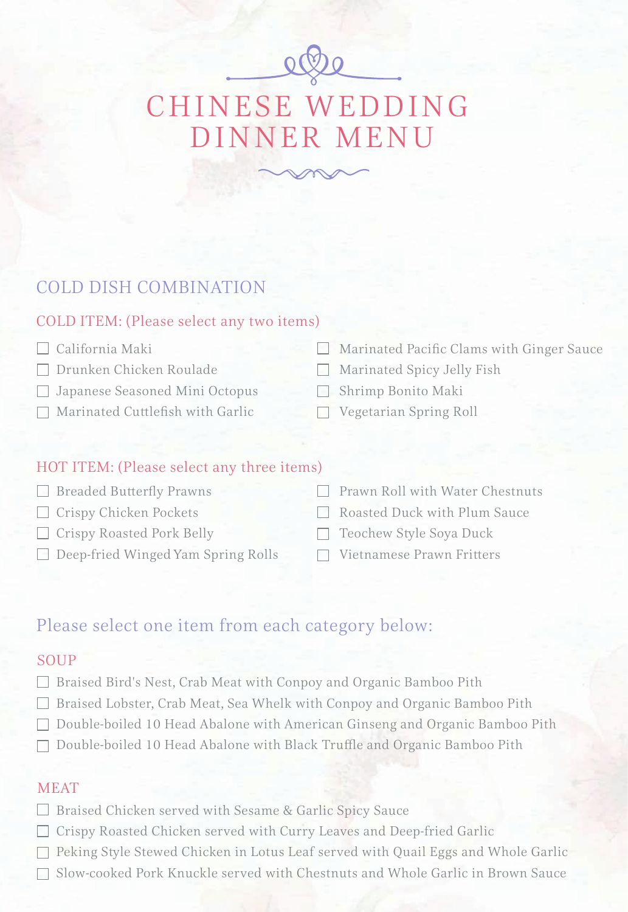# CHINESE WEDDING DINNER MENU

## COLD DISH COMBINATION

### COLD ITEM: (Please select any two items)

- ☐ California Maki
- ☐ Drunken Chicken Roulade
- ☐ Japanese Seasoned Mini Octopus
- ☐ Marinated Cuttlefish with Garlic
- ☐ Marinated Pacific Clams with Ginger Sauce
- ☐ Marinated Spicy Jelly Fish
- ☐ Shrimp Bonito Maki
- ☐ Vegetarian Spring Roll

### HOT ITEM: (Please select any three items)

- ☐ Breaded Butterfly Prawns
- ☐ Crispy Chicken Pockets
- ☐ Crispy Roasted Pork Belly
- ☐ Deep-fried Winged Yam Spring Rolls
- ☐ Prawn Roll with Water Chestnuts
- ☐ Roasted Duck with Plum Sauce
- ☐ Teochew Style Soya Duck
- ☐ Vietnamese Prawn Fritters

## Please select one item from each category below:

### SOUP

- ☐ Braised Bird's Nest, Crab Meat with Conpoy and Organic Bamboo Pith
- ☐ Braised Lobster, Crab Meat, Sea Whelk with Conpoy and Organic Bamboo Pith
- ☐ Double-boiled 10 Head Abalone with American Ginseng and Organic Bamboo Pith
- ☐ Double-boiled 10 Head Abalone with Black Truffle and Organic Bamboo Pith

### MEAT

- ☐ Braised Chicken served with Sesame & Garlic Spicy Sauce
- ☐ Crispy Roasted Chicken served with Curry Leaves and Deep-fried Garlic
- ☐ Peking Style Stewed Chicken in Lotus Leaf served with Quail Eggs and Whole Garlic
- ☐ Slow-cooked Pork Knuckle served with Chestnuts and Whole Garlic in Brown Sauce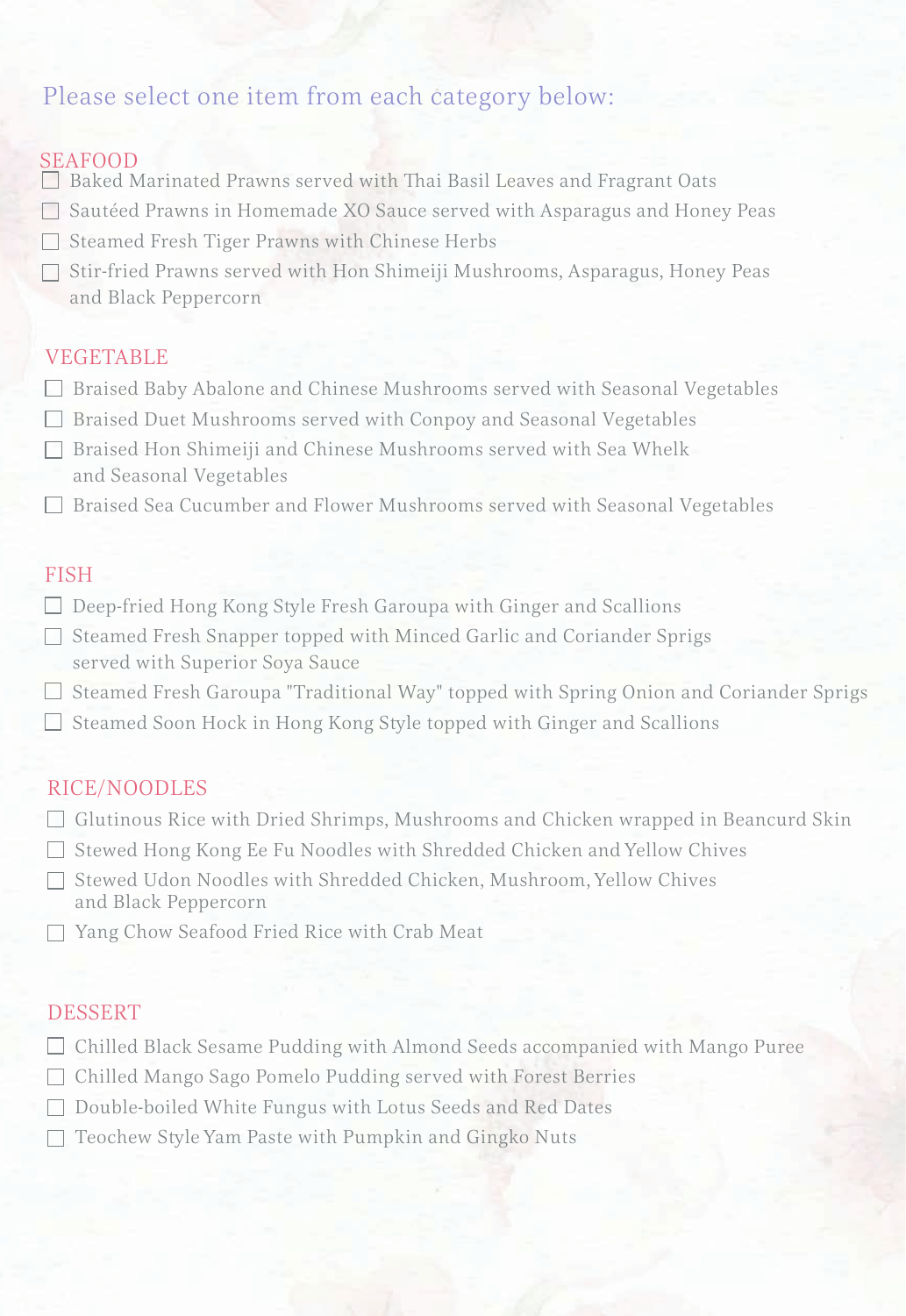Please select one item from each category below:

## SEAFOOD

- ☐ Baked Marinated Prawns served with Thai Basil Leaves and Fragrant Oats
- ☐ Sautéed Prawns in Homemade XO Sauce served with Asparagus and Honey Peas
- ☐ Steamed Fresh Tiger Prawns with Chinese Herbs
- ☐ Stir-fried Prawns served with Hon Shimeiji Mushrooms, Asparagus, Honey Peas and Black Peppercorn

## VEGETABLE

- ☐ Braised Baby Abalone and Chinese Mushrooms served with Seasonal Vegetables
- ☐ Braised Duet Mushrooms served with Conpoy and Seasonal Vegetables
- ☐ Braised Hon Shimeiji and Chinese Mushrooms served with Sea Whelk and Seasonal Vegetables
- ☐ Braised Sea Cucumber and Flower Mushrooms served with Seasonal Vegetables

## FISH

- ☐ Deep-fried Hong Kong Style Fresh Garoupa with Ginger and Scallions
- ☐ Steamed Fresh Snapper topped with Minced Garlic and Coriander Sprigs served with Superior Soya Sauce
- ☐ Steamed Fresh Garoupa "Traditional Way" topped with Spring Onion and Coriander Sprigs
- ☐ Steamed Soon Hock in Hong Kong Style topped with Ginger and Scallions

## RICE/NOODLES

- ☐ Glutinous Rice with Dried Shrimps, Mushrooms and Chicken wrapped in Beancurd Skin
- ☐ Stewed Hong Kong Ee Fu Noodles with Shredded Chicken and Yellow Chives
- ☐ Stewed Udon Noodles with Shredded Chicken, Mushroom, Yellow Chives and Black Peppercorn
- ☐ Yang Chow Seafood Fried Rice with Crab Meat

## DESSERT

- ☐ Chilled Black Sesame Pudding with Almond Seeds accompanied with Mango Puree
- ☐ Chilled Mango Sago Pomelo Pudding served with Forest Berries
- ☐ Double-boiled White Fungus with Lotus Seeds and Red Dates
- ☐ Teochew Style Yam Paste with Pumpkin and Gingko Nuts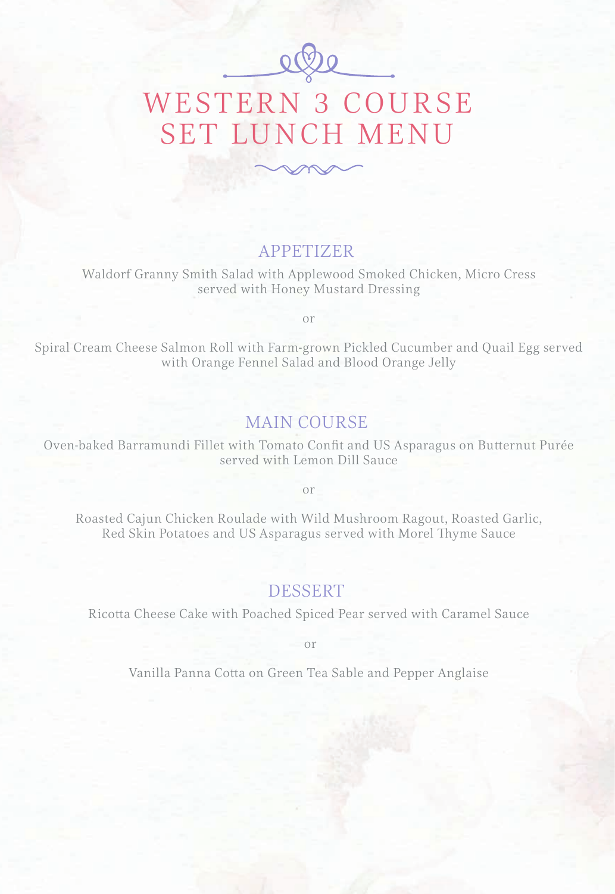# WESTERN 3 COURSE SET LUNCH MENU

## APPETIZER

Waldorf Granny Smith Salad with Applewood Smoked Chicken, Micro Cress served with Honey Mustard Dressing

or

Spiral Cream Cheese Salmon Roll with Farm-grown Pickled Cucumber and Quail Egg served with Orange Fennel Salad and Blood Orange Jelly

## MAIN COURSE

Oven-baked Barramundi Fillet with Tomato Confit and US Asparagus on Butternut Purée served with Lemon Dill Sauce

or

Roasted Cajun Chicken Roulade with Wild Mushroom Ragout, Roasted Garlic, Red Skin Potatoes and US Asparagus served with Morel Thyme Sauce

## DESSERT

Ricotta Cheese Cake with Poached Spiced Pear served with Caramel Sauce

or

Vanilla Panna Cotta on Green Tea Sable and Pepper Anglaise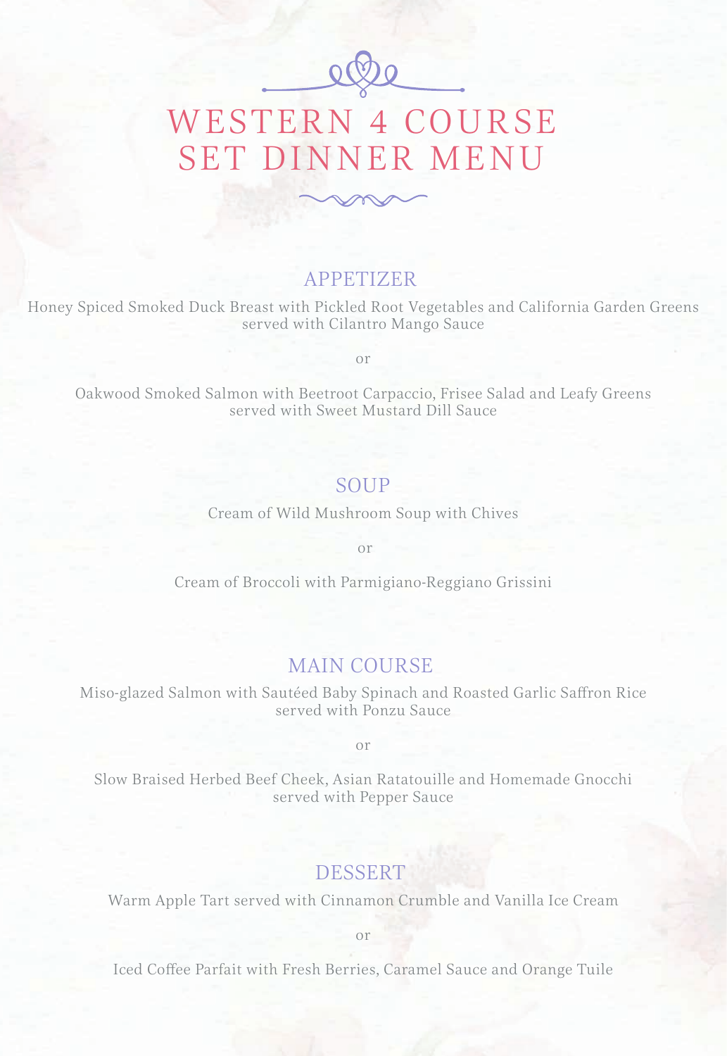# WESTERN 4 COURSE SET DINNER MENU

## APPETIZER

Honey Spiced Smoked Duck Breast with Pickled Root Vegetables and California Garden Greens
served with Cilantro Mango Sauce

or

Oakwood Smoked Salmon with Beetroot Carpaccio, Frisee Salad and Leafy Greens
served with Sweet Mustard Dill Sauce

## SOUP

Cream of Wild Mushroom Soup with Chives

or

Cream of Broccoli with Parmigiano-Reggiano Grissini

## MAIN COURSE

Miso-glazed Salmon with Sautéed Baby Spinach and Roasted Garlic Saffron Rice
served with Ponzu Sauce

or

Slow Braised Herbed Beef Cheek, Asian Ratatouille and Homemade Gnocchi
served with Pepper Sauce

## DESSERT

Warm Apple Tart served with Cinnamon Crumble and Vanilla Ice Cream

or

Iced Coffee Parfait with Fresh Berries, Caramel Sauce and Orange Tuile